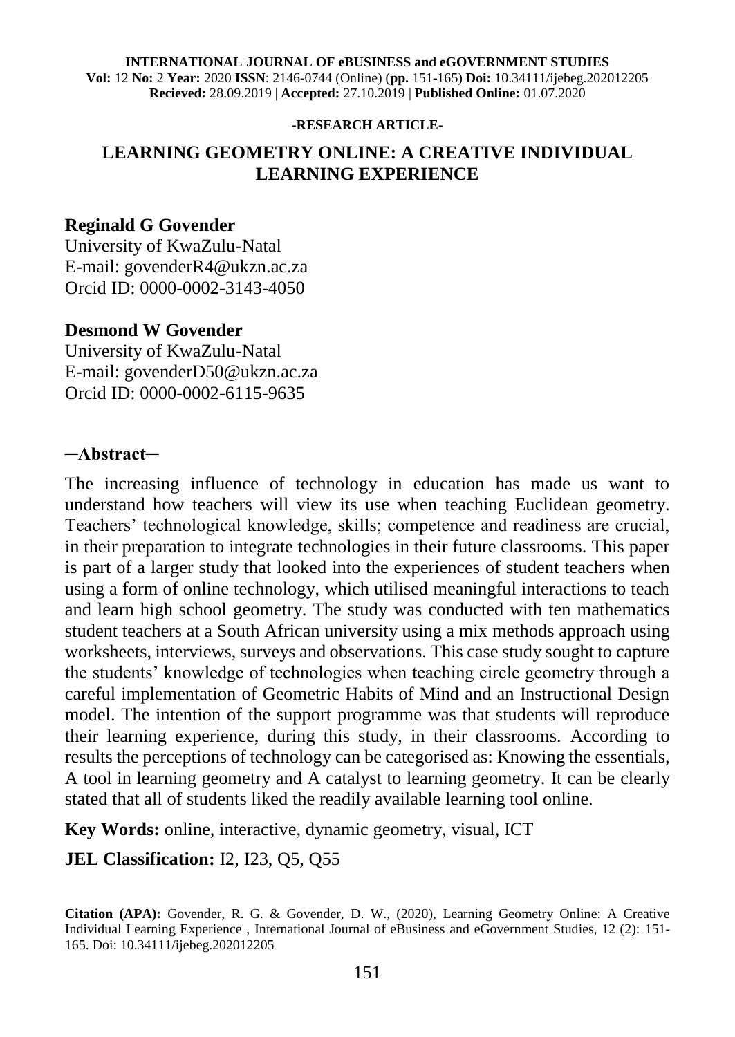**INTERNATIONAL JOURNAL OF eBUSINESS and eGOVERNMENT STUDIES**
**Vol:** 12 **No:** 2 **Year:** 2020 **ISSN**: 2146-0744 (Online) (**pp.** 151-165) **Doi:** 10.34111/ijebeg.202012205
**Recieved:** 28.09.2019 | **Accepted:** 27.10.2019 | **Published Online:** 01.07.2020

**-RESEARCH ARTICLE-**

# LEARNING GEOMETRY ONLINE: A CREATIVE INDIVIDUAL LEARNING EXPERIENCE

**Reginald G Govender**
University of KwaZulu-Natal
E-mail: govenderR4@ukzn.ac.za
Orcid ID: 0000-0002-3143-4050

**Desmond W Govender**
University of KwaZulu-Natal
E-mail: govenderD50@ukzn.ac.za
Orcid ID: 0000-0002-6115-9635

## ─Abstract─

The increasing influence of technology in education has made us want to understand how teachers will view its use when teaching Euclidean geometry. Teachers' technological knowledge, skills; competence and readiness are crucial, in their preparation to integrate technologies in their future classrooms. This paper is part of a larger study that looked into the experiences of student teachers when using a form of online technology, which utilised meaningful interactions to teach and learn high school geometry. The study was conducted with ten mathematics student teachers at a South African university using a mix methods approach using worksheets, interviews, surveys and observations. This case study sought to capture the students' knowledge of technologies when teaching circle geometry through a careful implementation of Geometric Habits of Mind and an Instructional Design model. The intention of the support programme was that students will reproduce their learning experience, during this study, in their classrooms. According to results the perceptions of technology can be categorised as: Knowing the essentials, A tool in learning geometry and A catalyst to learning geometry. It can be clearly stated that all of students liked the readily available learning tool online.

**Key Words:** online, interactive, dynamic geometry, visual, ICT

**JEL Classification:** I2, I23, Q5, Q55

**Citation (APA):** Govender, R. G. & Govender, D. W., (2020), Learning Geometry Online: A Creative Individual Learning Experience , International Journal of eBusiness and eGovernment Studies, 12 (2): 151-165. Doi: 10.34111/ijebeg.202012205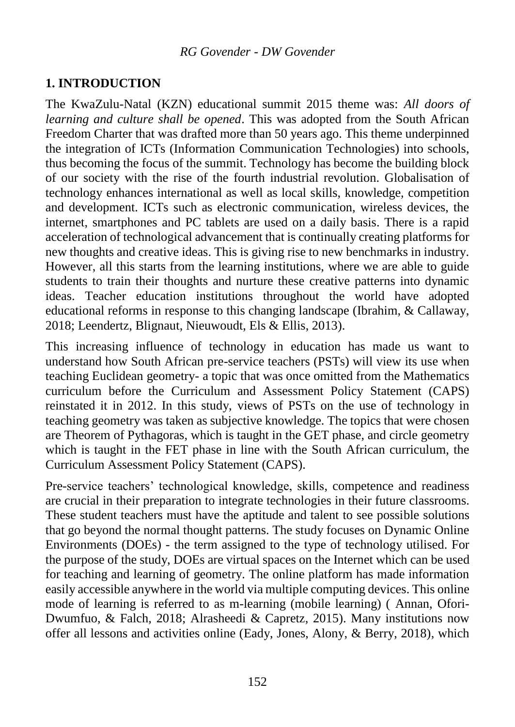## 1. INTRODUCTION

The KwaZulu-Natal (KZN) educational summit 2015 theme was: *All doors of learning and culture shall be opened*. This was adopted from the South African Freedom Charter that was drafted more than 50 years ago. This theme underpinned the integration of ICTs (Information Communication Technologies) into schools, thus becoming the focus of the summit. Technology has become the building block of our society with the rise of the fourth industrial revolution. Globalisation of technology enhances international as well as local skills, knowledge, competition and development. ICTs such as electronic communication, wireless devices, the internet, smartphones and PC tablets are used on a daily basis. There is a rapid acceleration of technological advancement that is continually creating platforms for new thoughts and creative ideas. This is giving rise to new benchmarks in industry. However, all this starts from the learning institutions, where we are able to guide students to train their thoughts and nurture these creative patterns into dynamic ideas. Teacher education institutions throughout the world have adopted educational reforms in response to this changing landscape (Ibrahim, & Callaway, 2018; Leendertz, Blignaut, Nieuwoudt, Els & Ellis, 2013).

This increasing influence of technology in education has made us want to understand how South African pre-service teachers (PSTs) will view its use when teaching Euclidean geometry- a topic that was once omitted from the Mathematics curriculum before the Curriculum and Assessment Policy Statement (CAPS) reinstated it in 2012. In this study, views of PSTs on the use of technology in teaching geometry was taken as subjective knowledge. The topics that were chosen are Theorem of Pythagoras, which is taught in the GET phase, and circle geometry which is taught in the FET phase in line with the South African curriculum, the Curriculum Assessment Policy Statement (CAPS).

Pre-service teachers' technological knowledge, skills, competence and readiness are crucial in their preparation to integrate technologies in their future classrooms. These student teachers must have the aptitude and talent to see possible solutions that go beyond the normal thought patterns. The study focuses on Dynamic Online Environments (DOEs) - the term assigned to the type of technology utilised. For the purpose of the study, DOEs are virtual spaces on the Internet which can be used for teaching and learning of geometry. The online platform has made information easily accessible anywhere in the world via multiple computing devices. This online mode of learning is referred to as m-learning (mobile learning) ( Annan, Ofori-Dwumfuo, & Falch, 2018; Alrasheedi & Capretz, 2015). Many institutions now offer all lessons and activities online (Eady, Jones, Alony, & Berry, 2018), which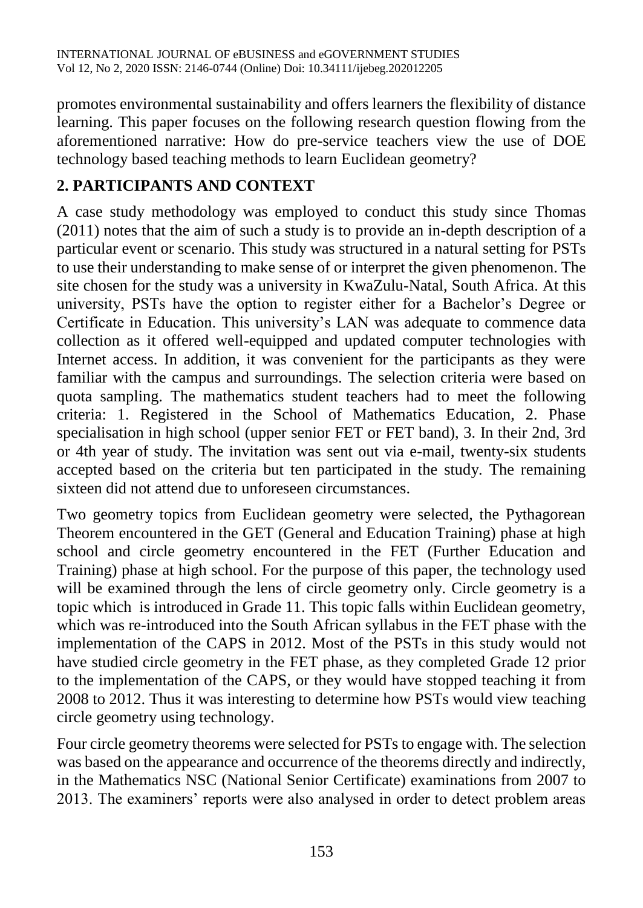promotes environmental sustainability and offers learners the flexibility of distance learning. This paper focuses on the following research question flowing from the aforementioned narrative: How do pre-service teachers view the use of DOE technology based teaching methods to learn Euclidean geometry?

## 2. PARTICIPANTS AND CONTEXT

A case study methodology was employed to conduct this study since Thomas (2011) notes that the aim of such a study is to provide an in-depth description of a particular event or scenario. This study was structured in a natural setting for PSTs to use their understanding to make sense of or interpret the given phenomenon. The site chosen for the study was a university in KwaZulu-Natal, South Africa. At this university, PSTs have the option to register either for a Bachelor's Degree or Certificate in Education. This university's LAN was adequate to commence data collection as it offered well-equipped and updated computer technologies with Internet access. In addition, it was convenient for the participants as they were familiar with the campus and surroundings. The selection criteria were based on quota sampling. The mathematics student teachers had to meet the following criteria: 1. Registered in the School of Mathematics Education, 2. Phase specialisation in high school (upper senior FET or FET band), 3. In their 2nd, 3rd or 4th year of study. The invitation was sent out via e-mail, twenty-six students accepted based on the criteria but ten participated in the study. The remaining sixteen did not attend due to unforeseen circumstances.

Two geometry topics from Euclidean geometry were selected, the Pythagorean Theorem encountered in the GET (General and Education Training) phase at high school and circle geometry encountered in the FET (Further Education and Training) phase at high school. For the purpose of this paper, the technology used will be examined through the lens of circle geometry only. Circle geometry is a topic which is introduced in Grade 11. This topic falls within Euclidean geometry, which was re-introduced into the South African syllabus in the FET phase with the implementation of the CAPS in 2012. Most of the PSTs in this study would not have studied circle geometry in the FET phase, as they completed Grade 12 prior to the implementation of the CAPS, or they would have stopped teaching it from 2008 to 2012. Thus it was interesting to determine how PSTs would view teaching circle geometry using technology.

Four circle geometry theorems were selected for PSTs to engage with. The selection was based on the appearance and occurrence of the theorems directly and indirectly, in the Mathematics NSC (National Senior Certificate) examinations from 2007 to 2013. The examiners' reports were also analysed in order to detect problem areas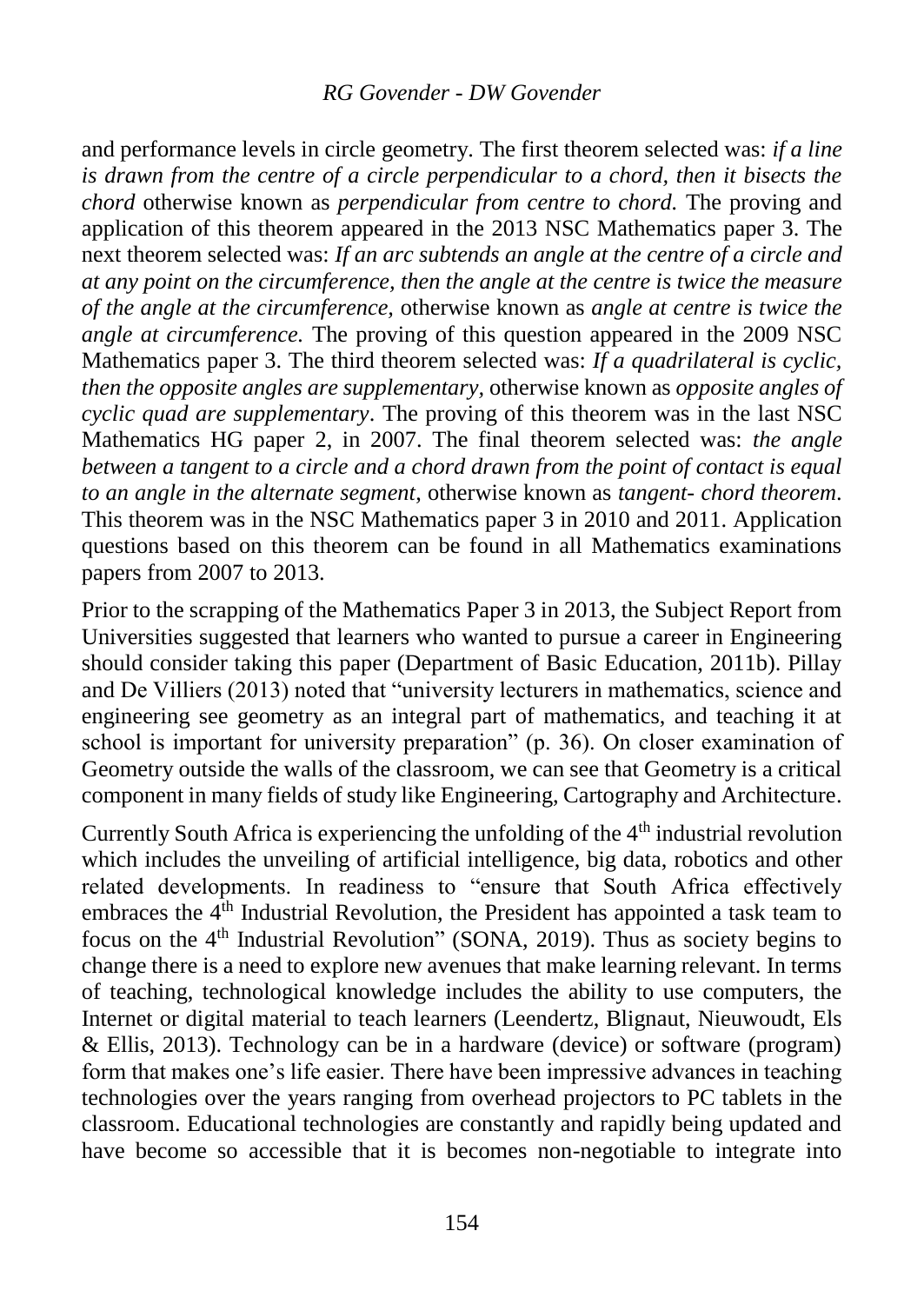and performance levels in circle geometry. The first theorem selected was: *if a line is drawn from the centre of a circle perpendicular to a chord, then it bisects the chord* otherwise known as *perpendicular from centre to chord.* The proving and application of this theorem appeared in the 2013 NSC Mathematics paper 3. The next theorem selected was: *If an arc subtends an angle at the centre of a circle and at any point on the circumference, then the angle at the centre is twice the measure of the angle at the circumference,* otherwise known as *angle at centre is twice the angle at circumference.* The proving of this question appeared in the 2009 NSC Mathematics paper 3. The third theorem selected was: *If a quadrilateral is cyclic, then the opposite angles are supplementary,* otherwise known as *opposite angles of cyclic quad are supplementary*. The proving of this theorem was in the last NSC Mathematics HG paper 2, in 2007. The final theorem selected was: *the angle between a tangent to a circle and a chord drawn from the point of contact is equal to an angle in the alternate segment,* otherwise known as *tangent- chord theorem*. This theorem was in the NSC Mathematics paper 3 in 2010 and 2011. Application questions based on this theorem can be found in all Mathematics examinations papers from 2007 to 2013.

Prior to the scrapping of the Mathematics Paper 3 in 2013, the Subject Report from Universities suggested that learners who wanted to pursue a career in Engineering should consider taking this paper (Department of Basic Education, 2011b). Pillay and De Villiers (2013) noted that "university lecturers in mathematics, science and engineering see geometry as an integral part of mathematics, and teaching it at school is important for university preparation" (p. 36). On closer examination of Geometry outside the walls of the classroom, we can see that Geometry is a critical component in many fields of study like Engineering, Cartography and Architecture.

Currently South Africa is experiencing the unfolding of the 4th industrial revolution which includes the unveiling of artificial intelligence, big data, robotics and other related developments. In readiness to "ensure that South Africa effectively embraces the 4th Industrial Revolution, the President has appointed a task team to focus on the 4th Industrial Revolution" (SONA, 2019). Thus as society begins to change there is a need to explore new avenues that make learning relevant. In terms of teaching, technological knowledge includes the ability to use computers, the Internet or digital material to teach learners (Leendertz, Blignaut, Nieuwoudt, Els & Ellis, 2013). Technology can be in a hardware (device) or software (program) form that makes one's life easier. There have been impressive advances in teaching technologies over the years ranging from overhead projectors to PC tablets in the classroom. Educational technologies are constantly and rapidly being updated and have become so accessible that it is becomes non-negotiable to integrate into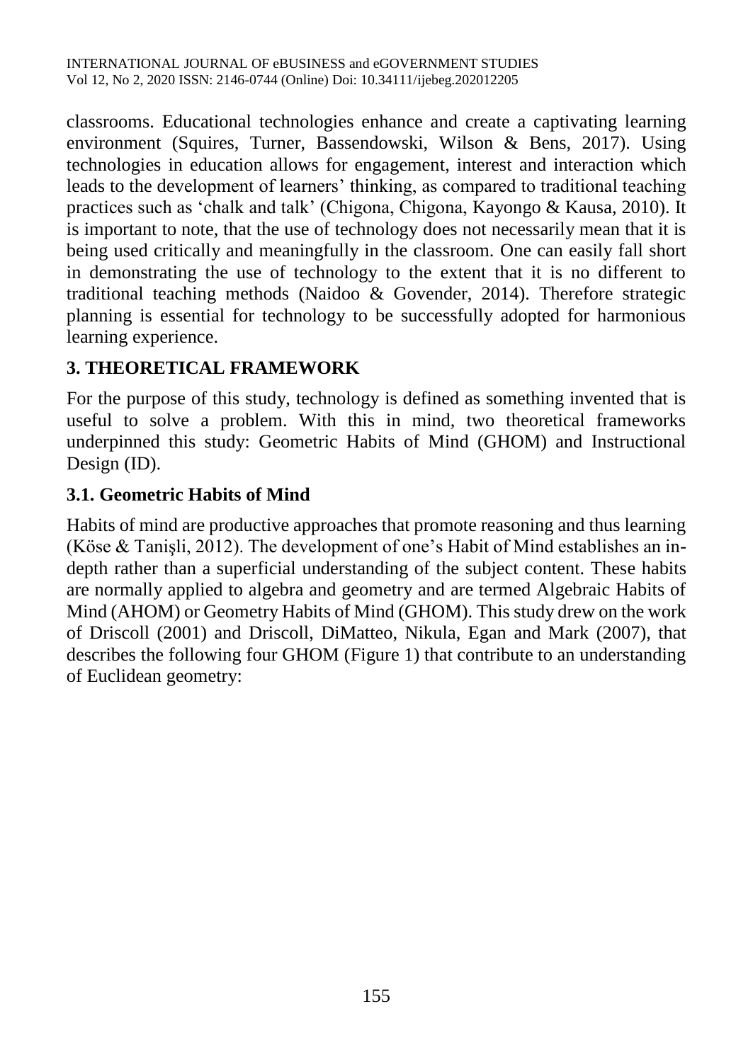classrooms. Educational technologies enhance and create a captivating learning environment (Squires, Turner, Bassendowski, Wilson & Bens, 2017). Using technologies in education allows for engagement, interest and interaction which leads to the development of learners' thinking, as compared to traditional teaching practices such as 'chalk and talk' (Chigona, Chigona, Kayongo & Kausa, 2010). It is important to note, that the use of technology does not necessarily mean that it is being used critically and meaningfully in the classroom. One can easily fall short in demonstrating the use of technology to the extent that it is no different to traditional teaching methods (Naidoo & Govender, 2014). Therefore strategic planning is essential for technology to be successfully adopted for harmonious learning experience.

## 3. THEORETICAL FRAMEWORK

For the purpose of this study, technology is defined as something invented that is useful to solve a problem. With this in mind, two theoretical frameworks underpinned this study: Geometric Habits of Mind (GHOM) and Instructional Design (ID).

### 3.1. Geometric Habits of Mind

Habits of mind are productive approaches that promote reasoning and thus learning (Köse & Tanişli, 2012). The development of one's Habit of Mind establishes an in-depth rather than a superficial understanding of the subject content. These habits are normally applied to algebra and geometry and are termed Algebraic Habits of Mind (AHOM) or Geometry Habits of Mind (GHOM). This study drew on the work of Driscoll (2001) and Driscoll, DiMatteo, Nikula, Egan and Mark (2007), that describes the following four GHOM (Figure 1) that contribute to an understanding of Euclidean geometry: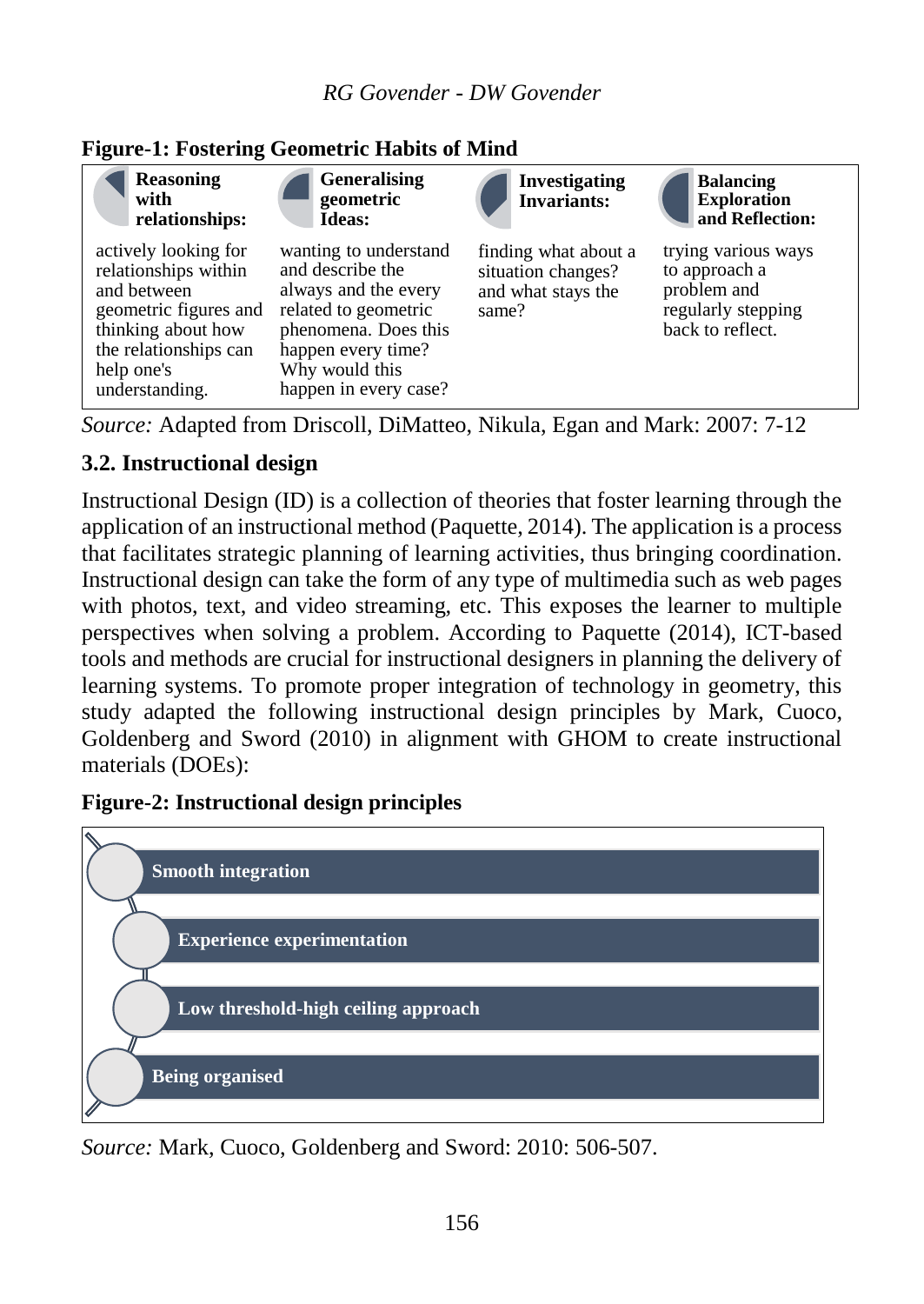**Figure-1: Fostering Geometric Habits of Mind**

| **Reasoning with relationships:** | **Generalising geometric Ideas:** | **Investigating Invariants:** | **Balancing Exploration and Reflection:** |
|---|---|---|---|
| actively looking for relationships within and between geometric figures and thinking about how the relationships can help one's understanding. | wanting to understand and describe the always and the every related to geometric phenomena. Does this happen every time? Why would this happen in every case? | finding what about a situation changes? and what stays the same? | trying various ways to approach a problem and regularly stepping back to reflect. |

*Source:* Adapted from Driscoll, DiMatteo, Nikula, Egan and Mark: 2007: 7-12

### 3.2. Instructional design

Instructional Design (ID) is a collection of theories that foster learning through the application of an instructional method (Paquette, 2014). The application is a process that facilitates strategic planning of learning activities, thus bringing coordination. Instructional design can take the form of any type of multimedia such as web pages with photos, text, and video streaming, etc. This exposes the learner to multiple perspectives when solving a problem. According to Paquette (2014), ICT-based tools and methods are crucial for instructional designers in planning the delivery of learning systems. To promote proper integration of technology in geometry, this study adapted the following instructional design principles by Mark, Cuoco, Goldenberg and Sword (2010) in alignment with GHOM to create instructional materials (DOEs):

**Figure-2: Instructional design principles**

- **Smooth integration**
- **Experience experimentation**
- **Low threshold-high ceiling approach**
- **Being organised**

*Source:* Mark, Cuoco, Goldenberg and Sword: 2010: 506-507.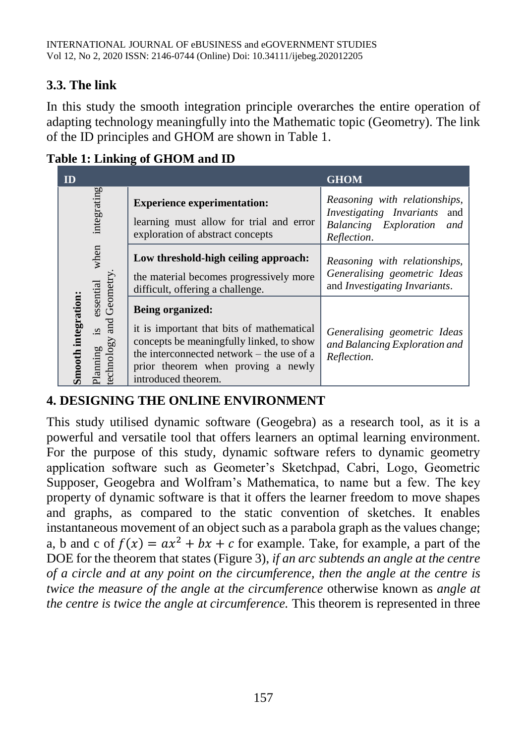## 3.3. The link

In this study the smooth integration principle overarches the entire operation of adapting technology meaningfully into the Mathematic topic (Geometry). The link of the ID principles and GHOM are shown in Table 1.

**Table 1: Linking of GHOM and ID**

| ID | | GHOM |
|---|---|---|
| **Smooth integration:** Planning is essential when integrating technology and Geometry. | **Experience experimentation:** learning must allow for trial and error exploration of abstract concepts | *Reasoning with relationships, Investigating Invariants* and *Balancing Exploration and Reflection*. |
| | **Low threshold-high ceiling approach:** the material becomes progressively more difficult, offering a challenge. | *Reasoning with relationships, Generalising geometric Ideas* and *Investigating Invariants*. |
| | **Being organized:** it is important that bits of mathematical concepts be meaningfully linked, to show the interconnected network – the use of a prior theorem when proving a newly introduced theorem. | *Generalising geometric Ideas and Balancing Exploration and Reflection.* |

## 4. DESIGNING THE ONLINE ENVIRONMENT

This study utilised dynamic software (Geogebra) as a research tool, as it is a powerful and versatile tool that offers learners an optimal learning environment. For the purpose of this study, dynamic software refers to dynamic geometry application software such as Geometer's Sketchpad, Cabri, Logo, Geometric Supposer, Geogebra and Wolfram's Mathematica, to name but a few. The key property of dynamic software is that it offers the learner freedom to move shapes and graphs, as compared to the static convention of sketches. It enables instantaneous movement of an object such as a parabola graph as the values change; a, b and c of $f(x) = ax^2 + bx + c$ for example. Take, for example, a part of the DOE for the theorem that states (Figure 3), *if an arc subtends an angle at the centre of a circle and at any point on the circumference, then the angle at the centre is twice the measure of the angle at the circumference* otherwise known as *angle at the centre is twice the angle at circumference.* This theorem is represented in three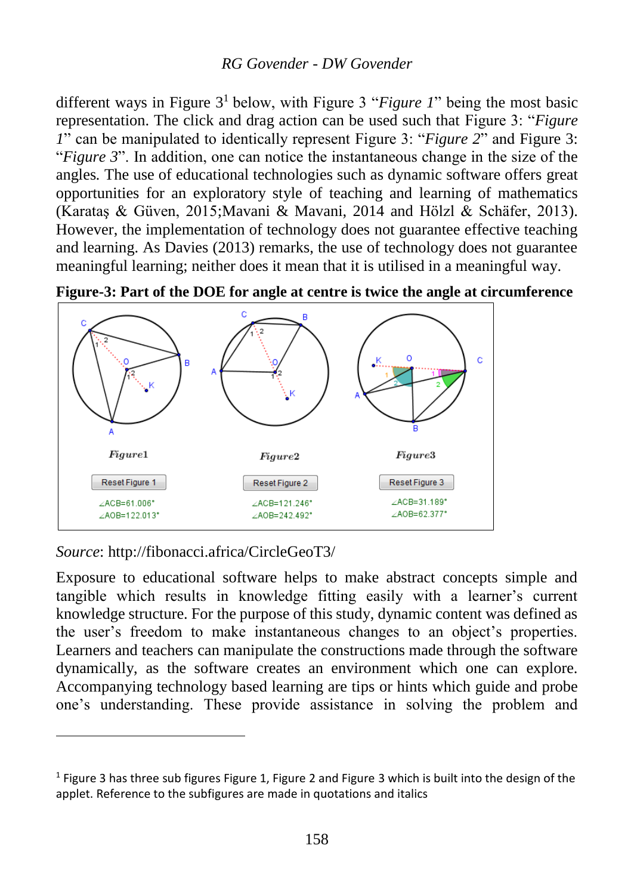different ways in Figure 3[1] below, with Figure 3 "*Figure 1*" being the most basic representation. The click and drag action can be used such that Figure 3: "*Figure 1*" can be manipulated to identically represent Figure 3: "*Figure 2*" and Figure 3: "*Figure 3*". In addition, one can notice the instantaneous change in the size of the angles. The use of educational technologies such as dynamic software offers great opportunities for an exploratory style of teaching and learning of mathematics (Karataş & Güven, 2015;Mavani & Mavani, 2014 and Hölzl & Schäfer, 2013). However, the implementation of technology does not guarantee effective teaching and learning. As Davies (2013) remarks, the use of technology does not guarantee meaningful learning; neither does it mean that it is utilised in a meaningful way.

**Figure-3: Part of the DOE for angle at centre is twice the angle at circumference**

Figure1 — Reset Figure 1 — ∠ACB=61.006° ∠AOB=122.013°

Figure2 — Reset Figure 2 — ∠ACB=121.246° ∠AOB=242.492°

Figure3 — Reset Figure 3 — ∠ACB=31.189° ∠AOB=62.377°

*Source*: http://fibonacci.africa/CircleGeoT3/

Exposure to educational software helps to make abstract concepts simple and tangible which results in knowledge fitting easily with a learner's current knowledge structure. For the purpose of this study, dynamic content was defined as the user's freedom to make instantaneous changes to an object's properties. Learners and teachers can manipulate the constructions made through the software dynamically, as the software creates an environment which one can explore. Accompanying technology based learning are tips or hints which guide and probe one's understanding. These provide assistance in solving the problem and

---

[1] Figure 3 has three sub figures Figure 1, Figure 2 and Figure 3 which is built into the design of the applet. Reference to the subfigures are made in quotations and italics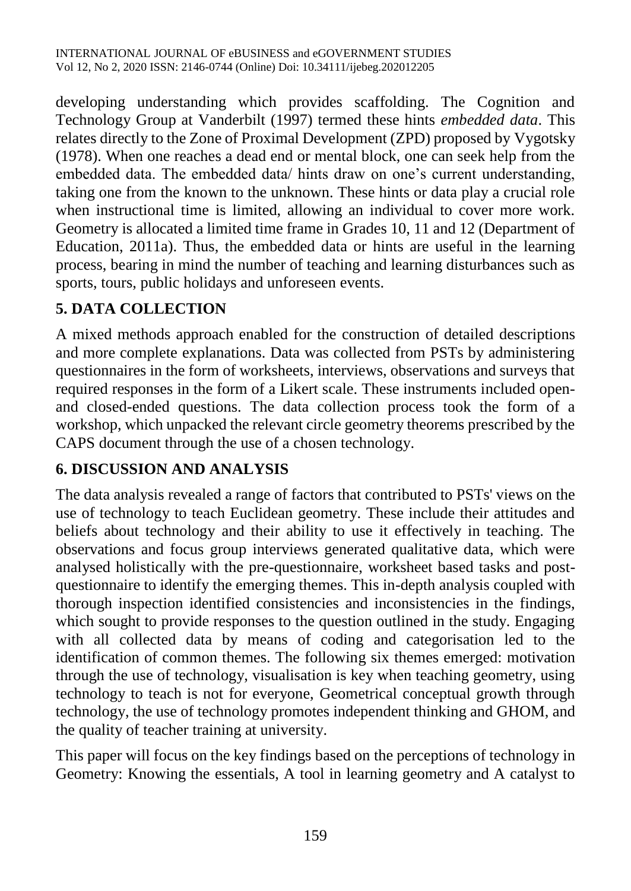developing understanding which provides scaffolding. The Cognition and Technology Group at Vanderbilt (1997) termed these hints *embedded data*. This relates directly to the Zone of Proximal Development (ZPD) proposed by Vygotsky (1978). When one reaches a dead end or mental block, one can seek help from the embedded data. The embedded data/ hints draw on one's current understanding, taking one from the known to the unknown. These hints or data play a crucial role when instructional time is limited, allowing an individual to cover more work. Geometry is allocated a limited time frame in Grades 10, 11 and 12 (Department of Education, 2011a). Thus, the embedded data or hints are useful in the learning process, bearing in mind the number of teaching and learning disturbances such as sports, tours, public holidays and unforeseen events.

## 5. DATA COLLECTION

A mixed methods approach enabled for the construction of detailed descriptions and more complete explanations. Data was collected from PSTs by administering questionnaires in the form of worksheets, interviews, observations and surveys that required responses in the form of a Likert scale. These instruments included open- and closed-ended questions. The data collection process took the form of a workshop, which unpacked the relevant circle geometry theorems prescribed by the CAPS document through the use of a chosen technology.

## 6. DISCUSSION AND ANALYSIS

The data analysis revealed a range of factors that contributed to PSTs' views on the use of technology to teach Euclidean geometry. These include their attitudes and beliefs about technology and their ability to use it effectively in teaching. The observations and focus group interviews generated qualitative data, which were analysed holistically with the pre-questionnaire, worksheet based tasks and post-questionnaire to identify the emerging themes. This in-depth analysis coupled with thorough inspection identified consistencies and inconsistencies in the findings, which sought to provide responses to the question outlined in the study. Engaging with all collected data by means of coding and categorisation led to the identification of common themes. The following six themes emerged: motivation through the use of technology, visualisation is key when teaching geometry, using technology to teach is not for everyone, Geometrical conceptual growth through technology, the use of technology promotes independent thinking and GHOM, and the quality of teacher training at university.

This paper will focus on the key findings based on the perceptions of technology in Geometry: Knowing the essentials, A tool in learning geometry and A catalyst to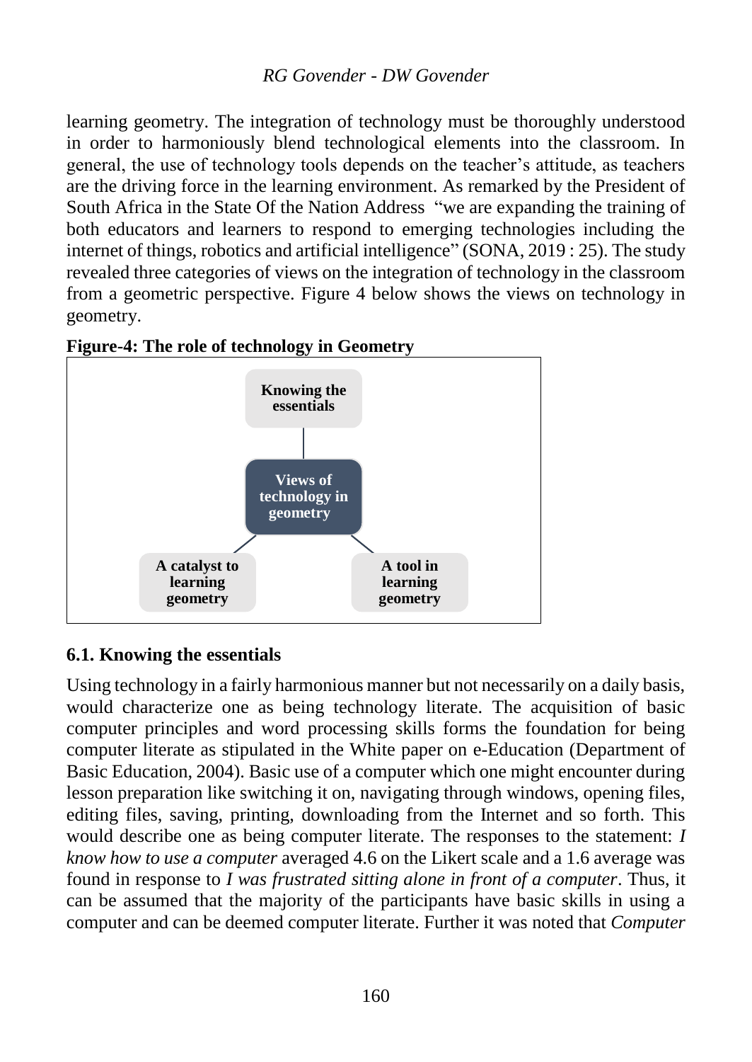learning geometry. The integration of technology must be thoroughly understood in order to harmoniously blend technological elements into the classroom. In general, the use of technology tools depends on the teacher's attitude, as teachers are the driving force in the learning environment. As remarked by the President of South Africa in the State Of the Nation Address "we are expanding the training of both educators and learners to respond to emerging technologies including the internet of things, robotics and artificial intelligence" (SONA, 2019 : 25). The study revealed three categories of views on the integration of technology in the classroom from a geometric perspective. Figure 4 below shows the views on technology in geometry.

**Figure-4: The role of technology in Geometry**

- **Views of technology in geometry**
  - **Knowing the essentials**
  - **A catalyst to learning geometry**
  - **A tool in learning geometry**

### 6.1. Knowing the essentials

Using technology in a fairly harmonious manner but not necessarily on a daily basis, would characterize one as being technology literate. The acquisition of basic computer principles and word processing skills forms the foundation for being computer literate as stipulated in the White paper on e-Education (Department of Basic Education, 2004). Basic use of a computer which one might encounter during lesson preparation like switching it on, navigating through windows, opening files, editing files, saving, printing, downloading from the Internet and so forth. This would describe one as being computer literate. The responses to the statement: *I know how to use a computer* averaged 4.6 on the Likert scale and a 1.6 average was found in response to *I was frustrated sitting alone in front of a computer*. Thus, it can be assumed that the majority of the participants have basic skills in using a computer and can be deemed computer literate. Further it was noted that *Computer*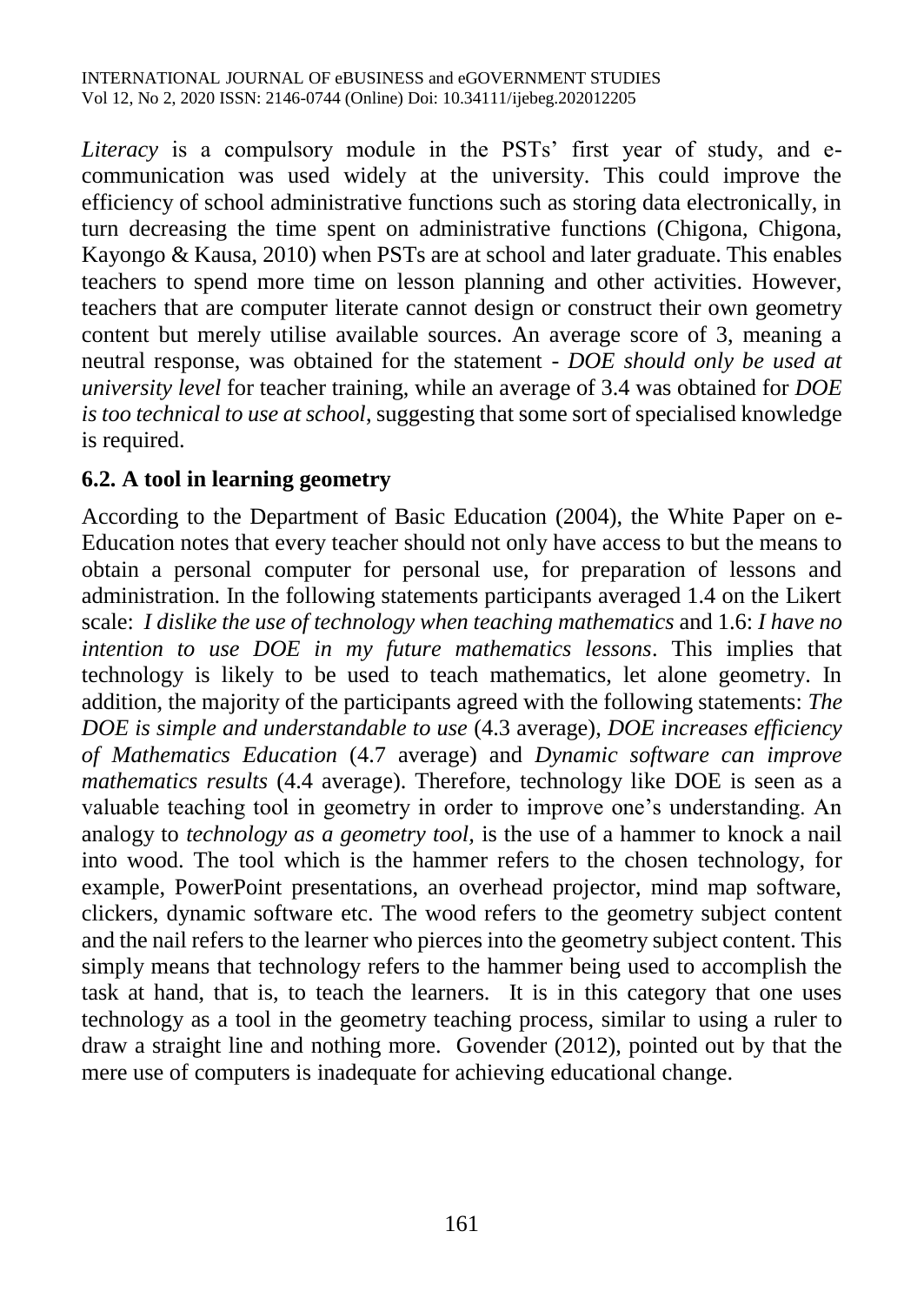*Literacy* is a compulsory module in the PSTs' first year of study, and e-communication was used widely at the university. This could improve the efficiency of school administrative functions such as storing data electronically, in turn decreasing the time spent on administrative functions (Chigona, Chigona, Kayongo & Kausa, 2010) when PSTs are at school and later graduate. This enables teachers to spend more time on lesson planning and other activities. However, teachers that are computer literate cannot design or construct their own geometry content but merely utilise available sources. An average score of 3, meaning a neutral response, was obtained for the statement - *DOE should only be used at university level* for teacher training, while an average of 3.4 was obtained for *DOE is too technical to use at school*, suggesting that some sort of specialised knowledge is required.

## 6.2. A tool in learning geometry

According to the Department of Basic Education (2004), the White Paper on e-Education notes that every teacher should not only have access to but the means to obtain a personal computer for personal use, for preparation of lessons and administration. In the following statements participants averaged 1.4 on the Likert scale: *I dislike the use of technology when teaching mathematics* and 1.6: *I have no intention to use DOE in my future mathematics lessons*. This implies that technology is likely to be used to teach mathematics, let alone geometry. In addition, the majority of the participants agreed with the following statements: *The DOE is simple and understandable to use* (4.3 average), *DOE increases efficiency of Mathematics Education* (4.7 average) and *Dynamic software can improve mathematics results* (4.4 average). Therefore, technology like DOE is seen as a valuable teaching tool in geometry in order to improve one's understanding. An analogy to *technology as a geometry tool,* is the use of a hammer to knock a nail into wood. The tool which is the hammer refers to the chosen technology, for example, PowerPoint presentations, an overhead projector, mind map software, clickers, dynamic software etc. The wood refers to the geometry subject content and the nail refers to the learner who pierces into the geometry subject content. This simply means that technology refers to the hammer being used to accomplish the task at hand, that is, to teach the learners. It is in this category that one uses technology as a tool in the geometry teaching process, similar to using a ruler to draw a straight line and nothing more. Govender (2012), pointed out by that the mere use of computers is inadequate for achieving educational change.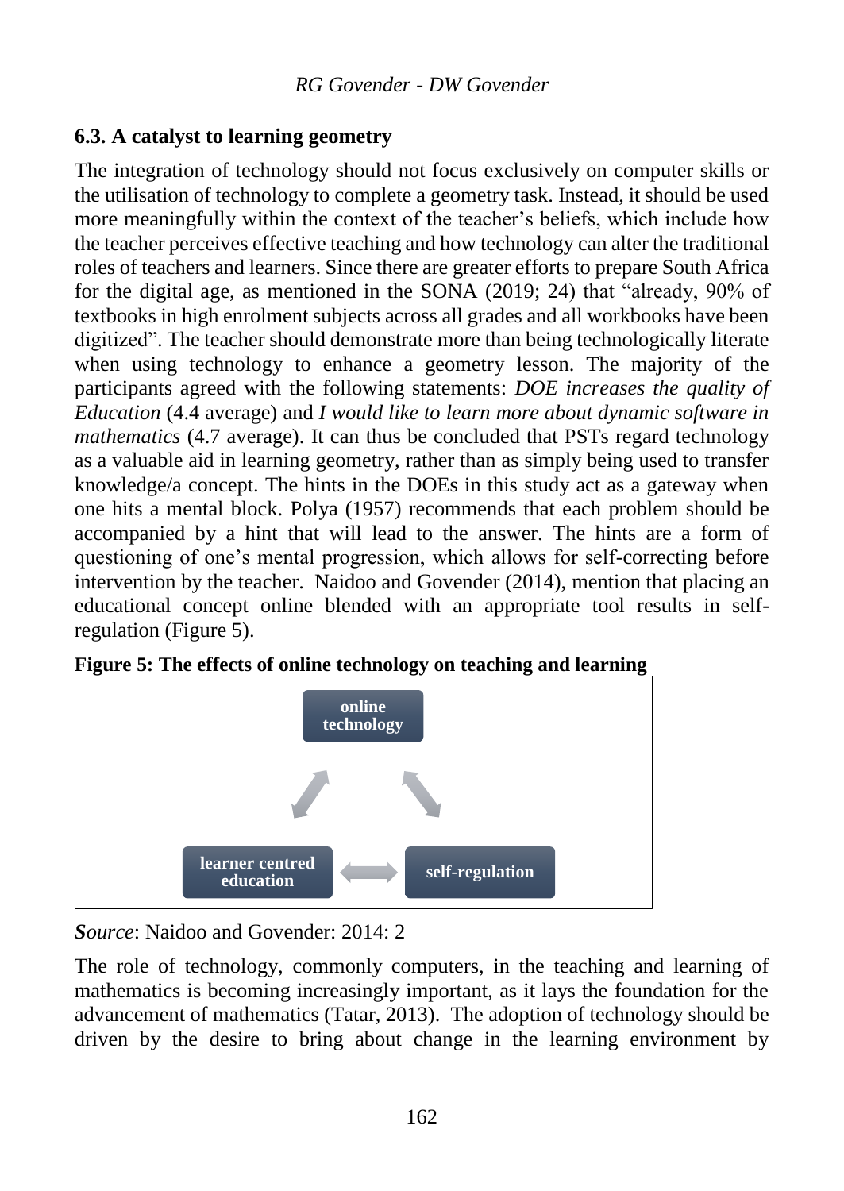### 6.3. A catalyst to learning geometry

The integration of technology should not focus exclusively on computer skills or the utilisation of technology to complete a geometry task. Instead, it should be used more meaningfully within the context of the teacher's beliefs, which include how the teacher perceives effective teaching and how technology can alter the traditional roles of teachers and learners. Since there are greater efforts to prepare South Africa for the digital age, as mentioned in the SONA (2019; 24) that "already, 90% of textbooks in high enrolment subjects across all grades and all workbooks have been digitized". The teacher should demonstrate more than being technologically literate when using technology to enhance a geometry lesson. The majority of the participants agreed with the following statements: *DOE increases the quality of Education* (4.4 average) and *I would like to learn more about dynamic software in mathematics* (4.7 average). It can thus be concluded that PSTs regard technology as a valuable aid in learning geometry, rather than as simply being used to transfer knowledge/a concept. The hints in the DOEs in this study act as a gateway when one hits a mental block. Polya (1957) recommends that each problem should be accompanied by a hint that will lead to the answer. The hints are a form of questioning of one's mental progression, which allows for self-correcting before intervention by the teacher. Naidoo and Govender (2014), mention that placing an educational concept online blended with an appropriate tool results in self-regulation (Figure 5).

**Figure 5: The effects of online technology on teaching and learning**

online technology ↔ self-regulation ↔ learner centred education ↔ online technology

***S**ource*: Naidoo and Govender: 2014: 2

The role of technology, commonly computers, in the teaching and learning of mathematics is becoming increasingly important, as it lays the foundation for the advancement of mathematics (Tatar, 2013). The adoption of technology should be driven by the desire to bring about change in the learning environment by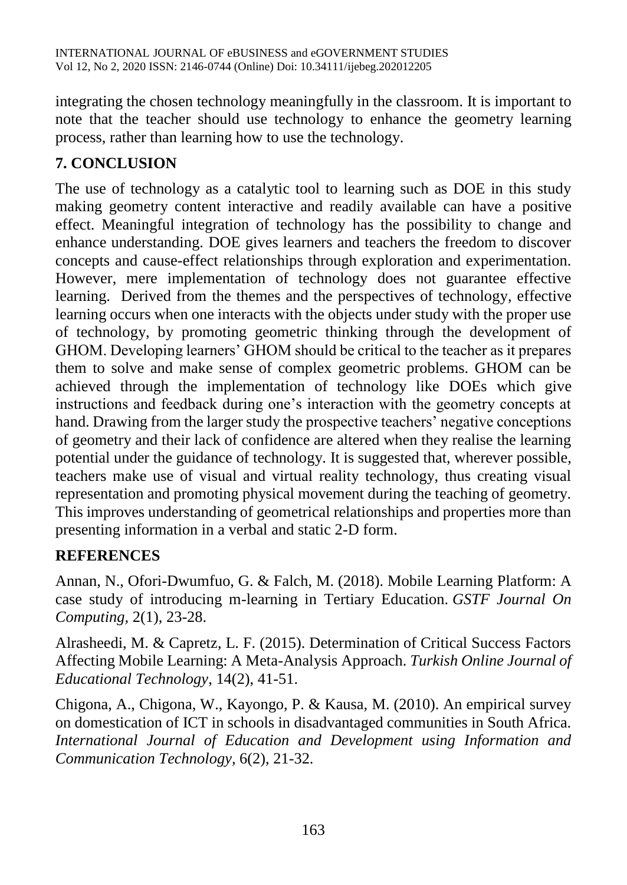integrating the chosen technology meaningfully in the classroom. It is important to note that the teacher should use technology to enhance the geometry learning process, rather than learning how to use the technology.

## 7. CONCLUSION

The use of technology as a catalytic tool to learning such as DOE in this study making geometry content interactive and readily available can have a positive effect. Meaningful integration of technology has the possibility to change and enhance understanding. DOE gives learners and teachers the freedom to discover concepts and cause-effect relationships through exploration and experimentation. However, mere implementation of technology does not guarantee effective learning. Derived from the themes and the perspectives of technology, effective learning occurs when one interacts with the objects under study with the proper use of technology, by promoting geometric thinking through the development of GHOM. Developing learners' GHOM should be critical to the teacher as it prepares them to solve and make sense of complex geometric problems. GHOM can be achieved through the implementation of technology like DOEs which give instructions and feedback during one's interaction with the geometry concepts at hand. Drawing from the larger study the prospective teachers' negative conceptions of geometry and their lack of confidence are altered when they realise the learning potential under the guidance of technology. It is suggested that, wherever possible, teachers make use of visual and virtual reality technology, thus creating visual representation and promoting physical movement during the teaching of geometry. This improves understanding of geometrical relationships and properties more than presenting information in a verbal and static 2-D form.

## REFERENCES

Annan, N., Ofori-Dwumfuo, G. & Falch, M. (2018). Mobile Learning Platform: A case study of introducing m-learning in Tertiary Education. *GSTF Journal On Computing,* 2(1), 23-28.

Alrasheedi, M. & Capretz, L. F. (2015). Determination of Critical Success Factors Affecting Mobile Learning: A Meta-Analysis Approach. *Turkish Online Journal of Educational Technology*, 14(2), 41-51.

Chigona, A., Chigona, W., Kayongo, P. & Kausa, M. (2010). An empirical survey on domestication of ICT in schools in disadvantaged communities in South Africa. *International Journal of Education and Development using Information and Communication Technology*, 6(2), 21-32.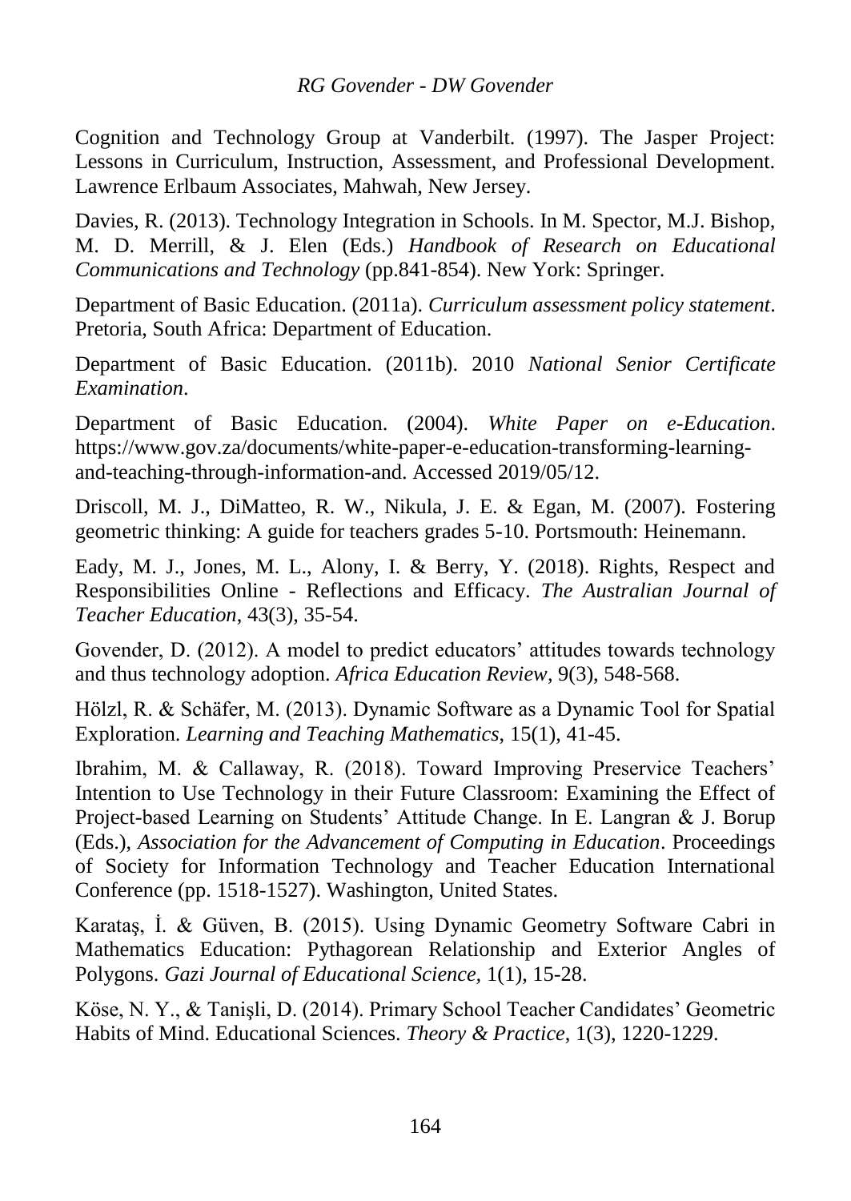Cognition and Technology Group at Vanderbilt. (1997). The Jasper Project: Lessons in Curriculum, Instruction, Assessment, and Professional Development. Lawrence Erlbaum Associates, Mahwah, New Jersey.

Davies, R. (2013). Technology Integration in Schools. In M. Spector, M.J. Bishop, M. D. Merrill, & J. Elen (Eds.) *Handbook of Research on Educational Communications and Technology* (pp.841-854). New York: Springer.

Department of Basic Education. (2011a). *Curriculum assessment policy statement*. Pretoria, South Africa: Department of Education.

Department of Basic Education. (2011b). 2010 *National Senior Certificate Examination*.

Department of Basic Education. (2004). *White Paper on e-Education*. https://www.gov.za/documents/white-paper-e-education-transforming-learning-and-teaching-through-information-and. Accessed 2019/05/12.

Driscoll, M. J., DiMatteo, R. W., Nikula, J. E. & Egan, M. (2007). Fostering geometric thinking: A guide for teachers grades 5-10. Portsmouth: Heinemann.

Eady, M. J., Jones, M. L., Alony, I. & Berry, Y. (2018). Rights, Respect and Responsibilities Online - Reflections and Efficacy. *The Australian Journal of Teacher Education*, 43(3), 35-54.

Govender, D. (2012). A model to predict educators' attitudes towards technology and thus technology adoption. *Africa Education Review*, 9(3), 548-568.

Hölzl, R. & Schäfer, M. (2013). Dynamic Software as a Dynamic Tool for Spatial Exploration. *Learning and Teaching Mathematics*, 15(1), 41-45.

Ibrahim, M. & Callaway, R. (2018). Toward Improving Preservice Teachers' Intention to Use Technology in their Future Classroom: Examining the Effect of Project-based Learning on Students' Attitude Change. In E. Langran & J. Borup (Eds.), *Association for the Advancement of Computing in Education*. Proceedings of Society for Information Technology and Teacher Education International Conference (pp. 1518-1527). Washington, United States.

Karataş, İ. & Güven, B. (2015). Using Dynamic Geometry Software Cabri in Mathematics Education: Pythagorean Relationship and Exterior Angles of Polygons. *Gazi Journal of Educational Science,* 1(1), 15-28.

Köse, N. Y., & Tanişli, D. (2014). Primary School Teacher Candidates' Geometric Habits of Mind. Educational Sciences. *Theory & Practice*, 1(3), 1220-1229.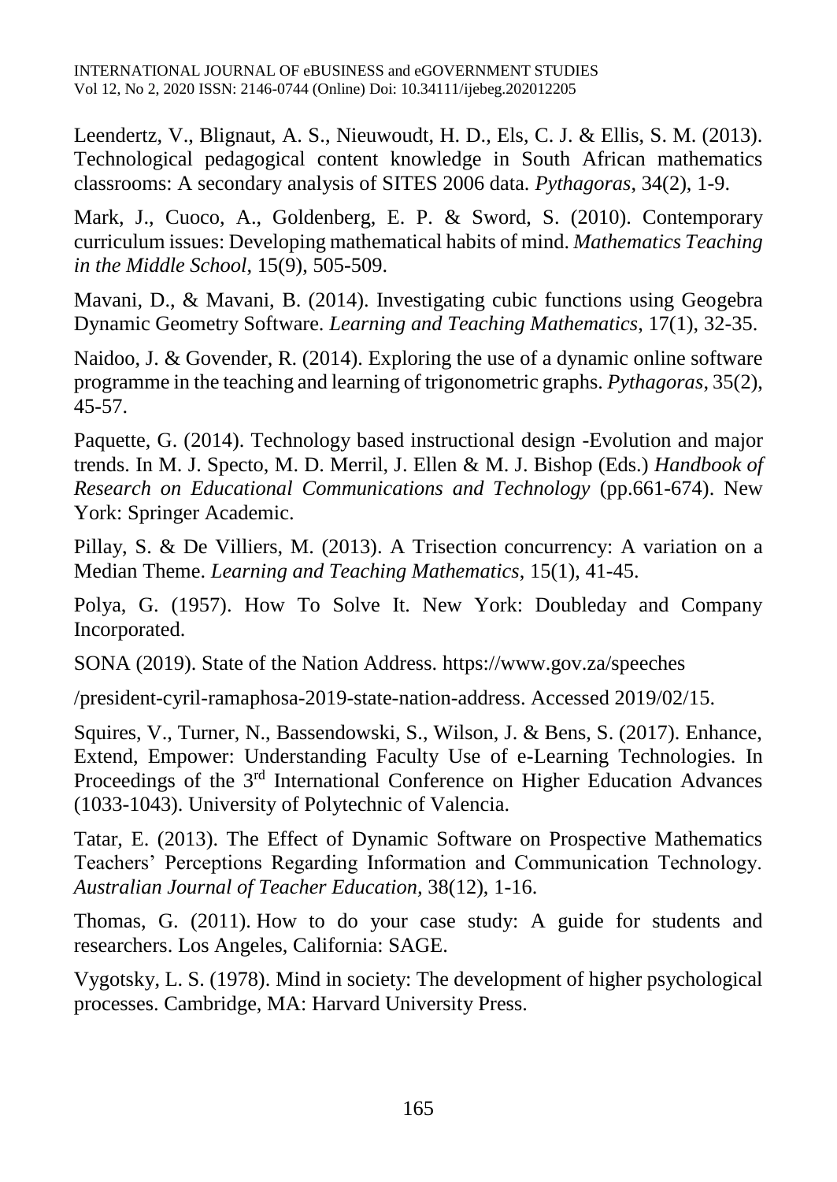Leendertz, V., Blignaut, A. S., Nieuwoudt, H. D., Els, C. J. & Ellis, S. M. (2013). Technological pedagogical content knowledge in South African mathematics classrooms: A secondary analysis of SITES 2006 data. *Pythagoras*, 34(2), 1-9.

Mark, J., Cuoco, A., Goldenberg, E. P. & Sword, S. (2010). Contemporary curriculum issues: Developing mathematical habits of mind. *Mathematics Teaching in the Middle School*, 15(9), 505-509.

Mavani, D., & Mavani, B. (2014). Investigating cubic functions using Geogebra Dynamic Geometry Software. *Learning and Teaching Mathematics*, 17(1), 32-35.

Naidoo, J. & Govender, R. (2014). Exploring the use of a dynamic online software programme in the teaching and learning of trigonometric graphs. *Pythagoras*, 35(2), 45-57.

Paquette, G. (2014). Technology based instructional design -Evolution and major trends. In M. J. Specto, M. D. Merril, J. Ellen & M. J. Bishop (Eds.) *Handbook of Research on Educational Communications and Technology* (pp.661-674). New York: Springer Academic.

Pillay, S. & De Villiers, M. (2013). A Trisection concurrency: A variation on a Median Theme. *Learning and Teaching Mathematics*, 15(1), 41-45.

Polya, G. (1957). How To Solve It. New York: Doubleday and Company Incorporated.

SONA (2019). State of the Nation Address. https://www.gov.za/speeches

/president-cyril-ramaphosa-2019-state-nation-address. Accessed 2019/02/15.

Squires, V., Turner, N., Bassendowski, S., Wilson, J. & Bens, S. (2017). Enhance, Extend, Empower: Understanding Faculty Use of e-Learning Technologies. In Proceedings of the 3rd International Conference on Higher Education Advances (1033-1043). University of Polytechnic of Valencia.

Tatar, E. (2013). The Effect of Dynamic Software on Prospective Mathematics Teachers' Perceptions Regarding Information and Communication Technology. *Australian Journal of Teacher Education,* 38(12), 1-16.

Thomas, G. (2011). How to do your case study: A guide for students and researchers. Los Angeles, California: SAGE.

Vygotsky, L. S. (1978). Mind in society: The development of higher psychological processes. Cambridge, MA: Harvard University Press.